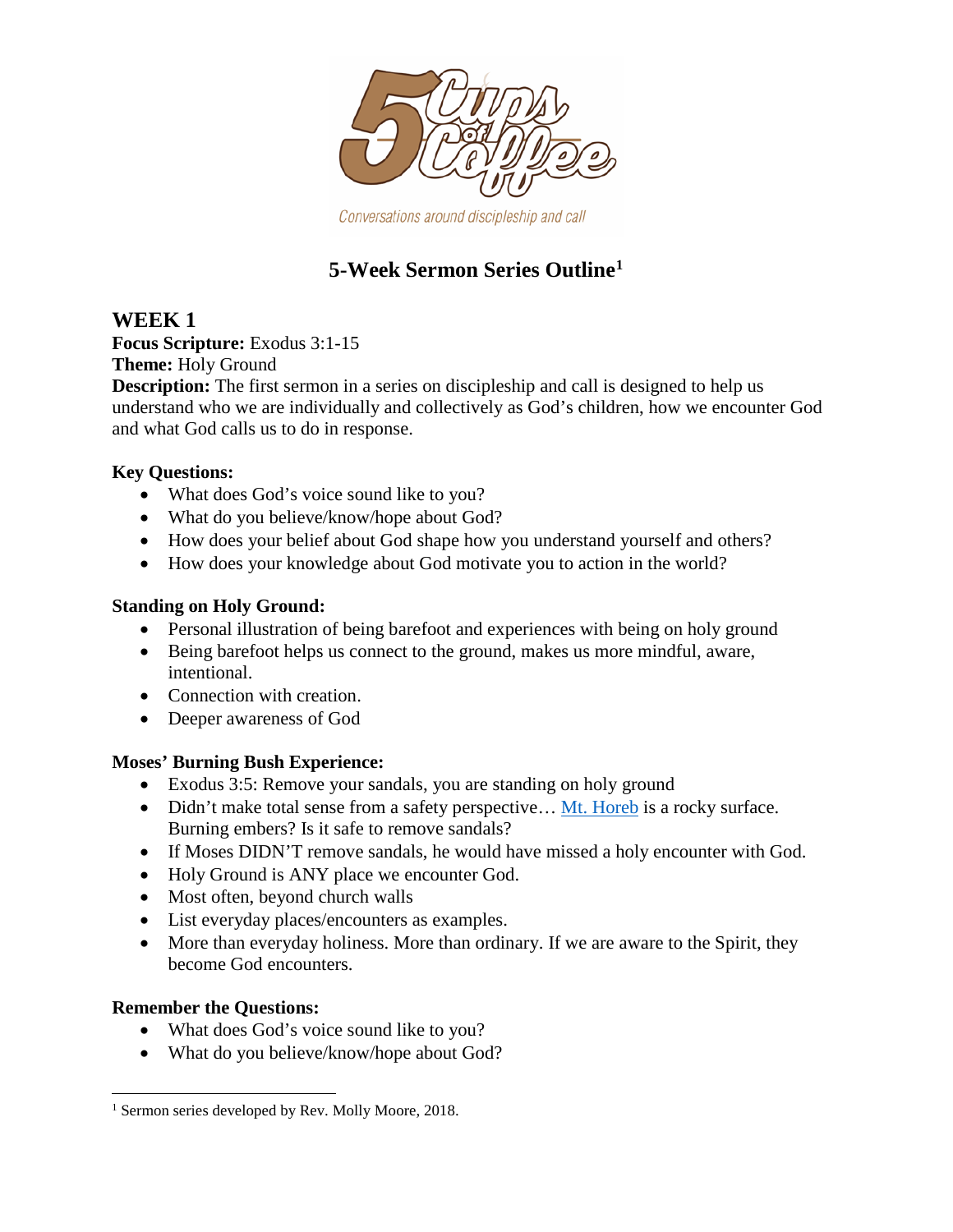Conversations around discipleship and call

# 5-Week Sermon Series Outline[1]

## WEEK 1

**Focus Scripture:** Exodus 3:1-15
**Theme:** Holy Ground
**Description:** The first sermon in a series on discipleship and call is designed to help us understand who we are individually and collectively as God's children, how we encounter God and what God calls us to do in response.

**Key Questions:**

- What does God's voice sound like to you?
- What do you believe/know/hope about God?
- How does your belief about God shape how you understand yourself and others?
- How does your knowledge about God motivate you to action in the world?

**Standing on Holy Ground:**

- Personal illustration of being barefoot and experiences with being on holy ground
- Being barefoot helps us connect to the ground, makes us more mindful, aware, intentional.
- Connection with creation.
- Deeper awareness of God

**Moses' Burning Bush Experience:**

- Exodus 3:5: Remove your sandals, you are standing on holy ground
- Didn't make total sense from a safety perspective… Mt. Horeb is a rocky surface. Burning embers? Is it safe to remove sandals?
- If Moses DIDN'T remove sandals, he would have missed a holy encounter with God.
- Holy Ground is ANY place we encounter God.
- Most often, beyond church walls
- List everyday places/encounters as examples.
- More than everyday holiness. More than ordinary. If we are aware to the Spirit, they become God encounters.

**Remember the Questions:**

- What does God's voice sound like to you?
- What do you believe/know/hope about God?

[1] Sermon series developed by Rev. Molly Moore, 2018.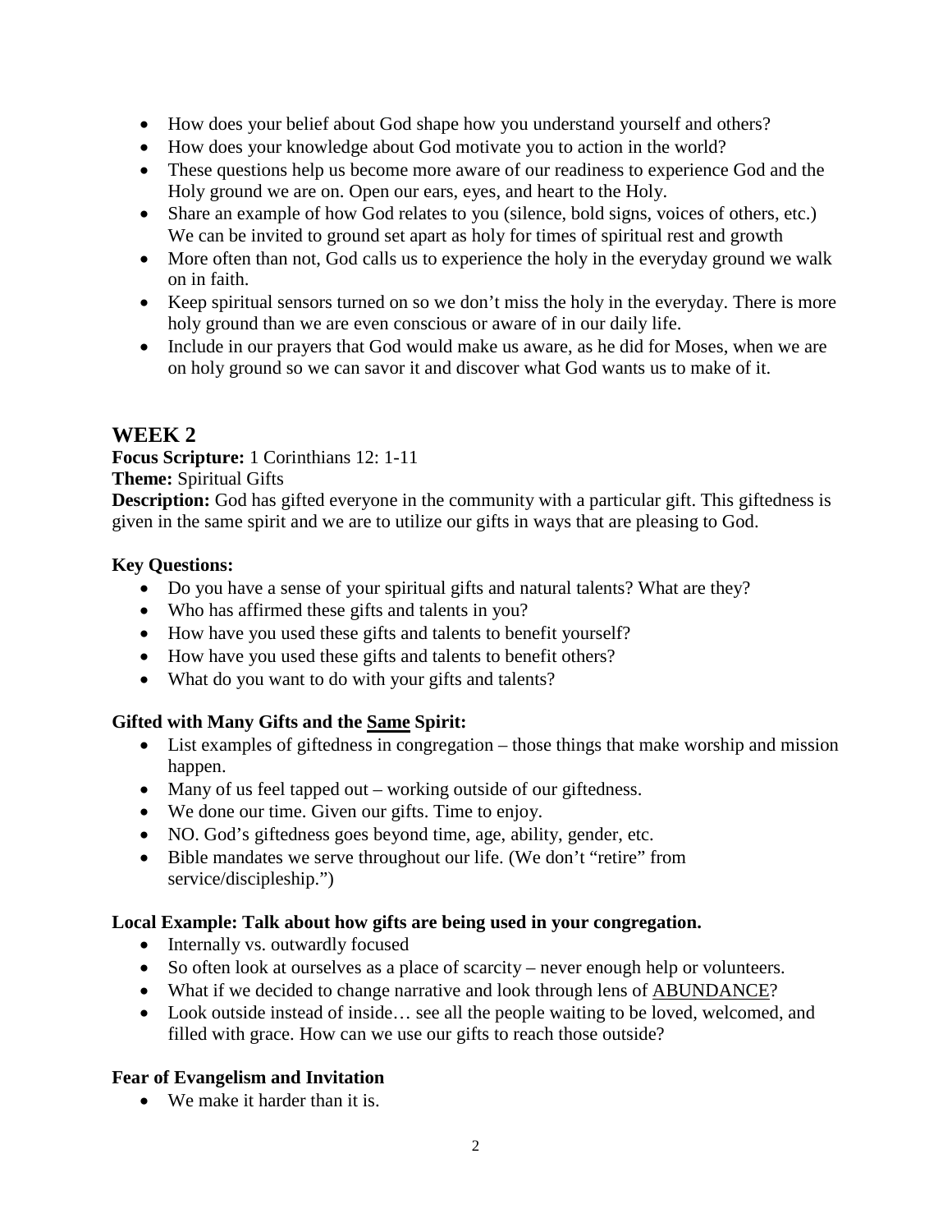- How does your belief about God shape how you understand yourself and others?
- How does your knowledge about God motivate you to action in the world?
- These questions help us become more aware of our readiness to experience God and the Holy ground we are on. Open our ears, eyes, and heart to the Holy.
- Share an example of how God relates to you (silence, bold signs, voices of others, etc.) We can be invited to ground set apart as holy for times of spiritual rest and growth
- More often than not, God calls us to experience the holy in the everyday ground we walk on in faith.
- Keep spiritual sensors turned on so we don't miss the holy in the everyday. There is more holy ground than we are even conscious or aware of in our daily life.
- Include in our prayers that God would make us aware, as he did for Moses, when we are on holy ground so we can savor it and discover what God wants us to make of it.

## WEEK 2

**Focus Scripture:** 1 Corinthians 12: 1-11

**Theme:** Spiritual Gifts

**Description:** God has gifted everyone in the community with a particular gift. This giftedness is given in the same spirit and we are to utilize our gifts in ways that are pleasing to God.

**Key Questions:**

- Do you have a sense of your spiritual gifts and natural talents? What are they?
- Who has affirmed these gifts and talents in you?
- How have you used these gifts and talents to benefit yourself?
- How have you used these gifts and talents to benefit others?
- What do you want to do with your gifts and talents?

**Gifted with Many Gifts and the <u>Same</u> Spirit:**

- List examples of giftedness in congregation – those things that make worship and mission happen.
- Many of us feel tapped out – working outside of our giftedness.
- We done our time. Given our gifts. Time to enjoy.
- NO. God's giftedness goes beyond time, age, ability, gender, etc.
- Bible mandates we serve throughout our life. (We don't "retire" from service/discipleship.")

**Local Example: Talk about how gifts are being used in your congregation.**

- Internally vs. outwardly focused
- So often look at ourselves as a place of scarcity – never enough help or volunteers.
- What if we decided to change narrative and look through lens of <u>ABUNDANCE</u>?
- Look outside instead of inside… see all the people waiting to be loved, welcomed, and filled with grace. How can we use our gifts to reach those outside?

**Fear of Evangelism and Invitation**

- We make it harder than it is.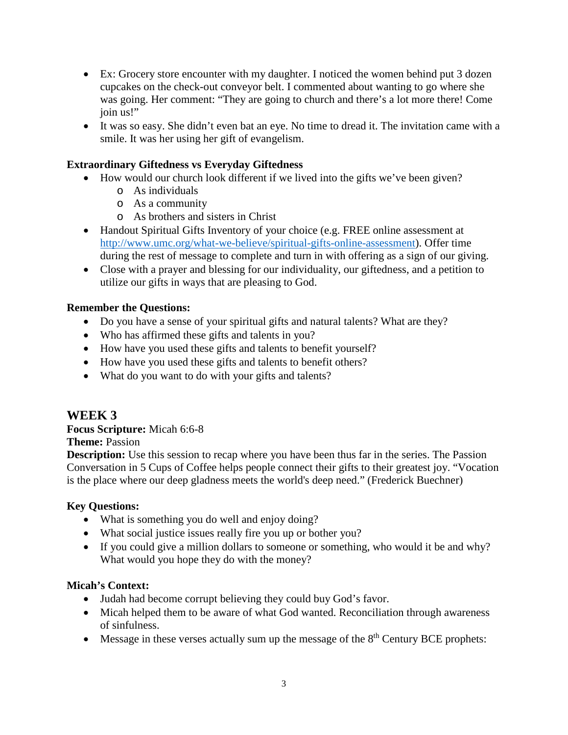- Ex: Grocery store encounter with my daughter. I noticed the women behind put 3 dozen cupcakes on the check-out conveyor belt. I commented about wanting to go where she was going. Her comment: "They are going to church and there's a lot more there! Come join us!"
- It was so easy. She didn't even bat an eye. No time to dread it. The invitation came with a smile. It was her using her gift of evangelism.

**Extraordinary Giftedness vs Everyday Giftedness**

- How would our church look different if we lived into the gifts we've been given?
  - As individuals
  - As a community
  - As brothers and sisters in Christ
- Handout Spiritual Gifts Inventory of your choice (e.g. FREE online assessment at [http://www.umc.org/what-we-believe/spiritual-gifts-online-assessment](http://www.umc.org/what-we-believe/spiritual-gifts-online-assessment)). Offer time during the rest of message to complete and turn in with offering as a sign of our giving.
- Close with a prayer and blessing for our individuality, our giftedness, and a petition to utilize our gifts in ways that are pleasing to God.

**Remember the Questions:**

- Do you have a sense of your spiritual gifts and natural talents? What are they?
- Who has affirmed these gifts and talents in you?
- How have you used these gifts and talents to benefit yourself?
- How have you used these gifts and talents to benefit others?
- What do you want to do with your gifts and talents?

## WEEK 3

**Focus Scripture:** Micah 6:6-8
**Theme:** Passion
**Description:** Use this session to recap where you have been thus far in the series. The Passion Conversation in 5 Cups of Coffee helps people connect their gifts to their greatest joy. "Vocation is the place where our deep gladness meets the world's deep need." (Frederick Buechner)

**Key Questions:**

- What is something you do well and enjoy doing?
- What social justice issues really fire you up or bother you?
- If you could give a million dollars to someone or something, who would it be and why? What would you hope they do with the money?

**Micah's Context:**

- Judah had become corrupt believing they could buy God's favor.
- Micah helped them to be aware of what God wanted. Reconciliation through awareness of sinfulness.
- Message in these verses actually sum up the message of the 8th Century BCE prophets: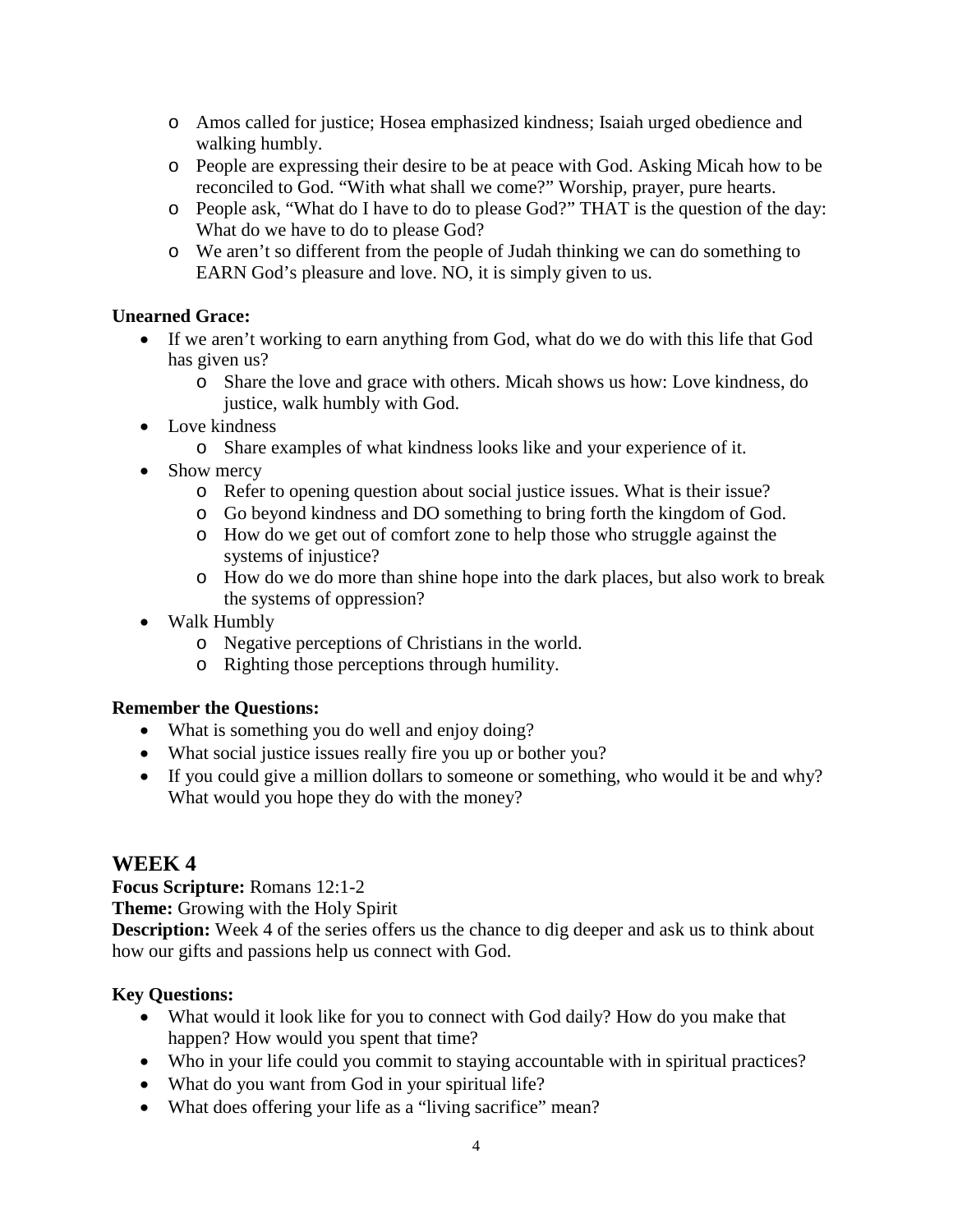- Amos called for justice; Hosea emphasized kindness; Isaiah urged obedience and walking humbly.
    - People are expressing their desire to be at peace with God. Asking Micah how to be reconciled to God. "With what shall we come?" Worship, prayer, pure hearts.
    - People ask, "What do I have to do to please God?" THAT is the question of the day: What do we have to do to please God?
    - We aren't so different from the people of Judah thinking we can do something to EARN God's pleasure and love. NO, it is simply given to us.

**Unearned Grace:**

- If we aren't working to earn anything from God, what do we do with this life that God has given us?
    - Share the love and grace with others. Micah shows us how: Love kindness, do justice, walk humbly with God.
- Love kindness
    - Share examples of what kindness looks like and your experience of it.
- Show mercy
    - Refer to opening question about social justice issues. What is their issue?
    - Go beyond kindness and DO something to bring forth the kingdom of God.
    - How do we get out of comfort zone to help those who struggle against the systems of injustice?
    - How do we do more than shine hope into the dark places, but also work to break the systems of oppression?
- Walk Humbly
    - Negative perceptions of Christians in the world.
    - Righting those perceptions through humility.

**Remember the Questions:**

- What is something you do well and enjoy doing?
- What social justice issues really fire you up or bother you?
- If you could give a million dollars to someone or something, who would it be and why? What would you hope they do with the money?

## WEEK 4

**Focus Scripture:** Romans 12:1-2
**Theme:** Growing with the Holy Spirit
**Description:** Week 4 of the series offers us the chance to dig deeper and ask us to think about how our gifts and passions help us connect with God.

**Key Questions:**

- What would it look like for you to connect with God daily? How do you make that happen? How would you spent that time?
- Who in your life could you commit to staying accountable with in spiritual practices?
- What do you want from God in your spiritual life?
- What does offering your life as a "living sacrifice" mean?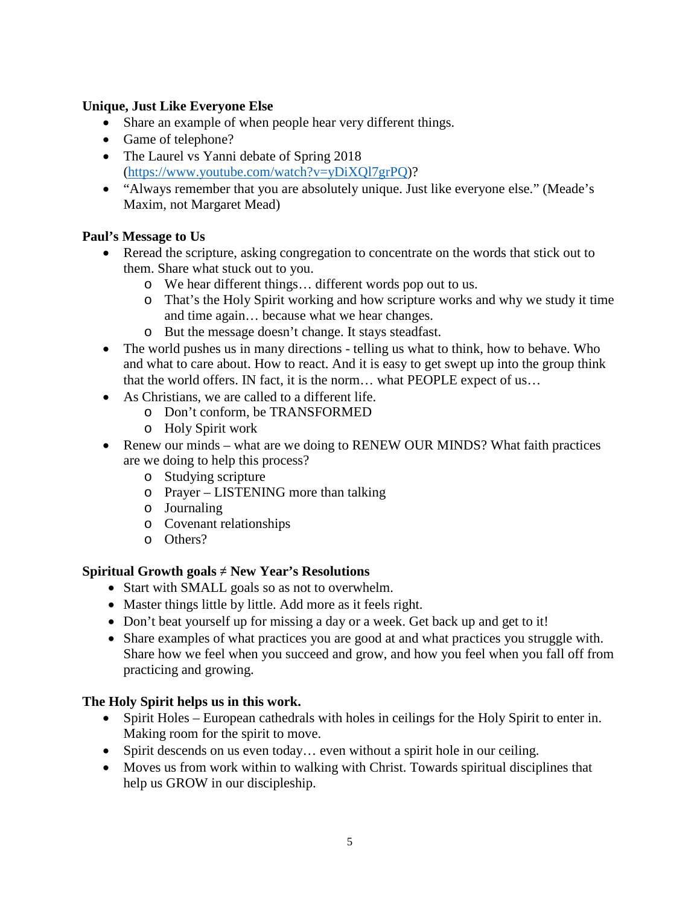**Unique, Just Like Everyone Else**

- Share an example of when people hear very different things.
- Game of telephone?
- The Laurel vs Yanni debate of Spring 2018 (https://www.youtube.com/watch?v=yDiXQl7grPQ)?
- “Always remember that you are absolutely unique. Just like everyone else.” (Meade’s Maxim, not Margaret Mead)

**Paul’s Message to Us**

- Reread the scripture, asking congregation to concentrate on the words that stick out to them. Share what stuck out to you.
  - We hear different things… different words pop out to us.
  - That’s the Holy Spirit working and how scripture works and why we study it time and time again… because what we hear changes.
  - But the message doesn’t change. It stays steadfast.
- The world pushes us in many directions - telling us what to think, how to behave. Who and what to care about. How to react. And it is easy to get swept up into the group think that the world offers. IN fact, it is the norm… what PEOPLE expect of us…
- As Christians, we are called to a different life.
  - Don’t conform, be TRANSFORMED
  - Holy Spirit work
- Renew our minds – what are we doing to RENEW OUR MINDS? What faith practices are we doing to help this process?
  - Studying scripture
  - Prayer – LISTENING more than talking
  - Journaling
  - Covenant relationships
  - Others?

**Spiritual Growth goals ≠ New Year’s Resolutions**

- Start with SMALL goals so as not to overwhelm.
- Master things little by little. Add more as it feels right.
- Don’t beat yourself up for missing a day or a week. Get back up and get to it!
- Share examples of what practices you are good at and what practices you struggle with. Share how we feel when you succeed and grow, and how you feel when you fall off from practicing and growing.

**The Holy Spirit helps us in this work.**

- Spirit Holes – European cathedrals with holes in ceilings for the Holy Spirit to enter in. Making room for the spirit to move.
- Spirit descends on us even today… even without a spirit hole in our ceiling.
- Moves us from work within to walking with Christ. Towards spiritual disciplines that help us GROW in our discipleship.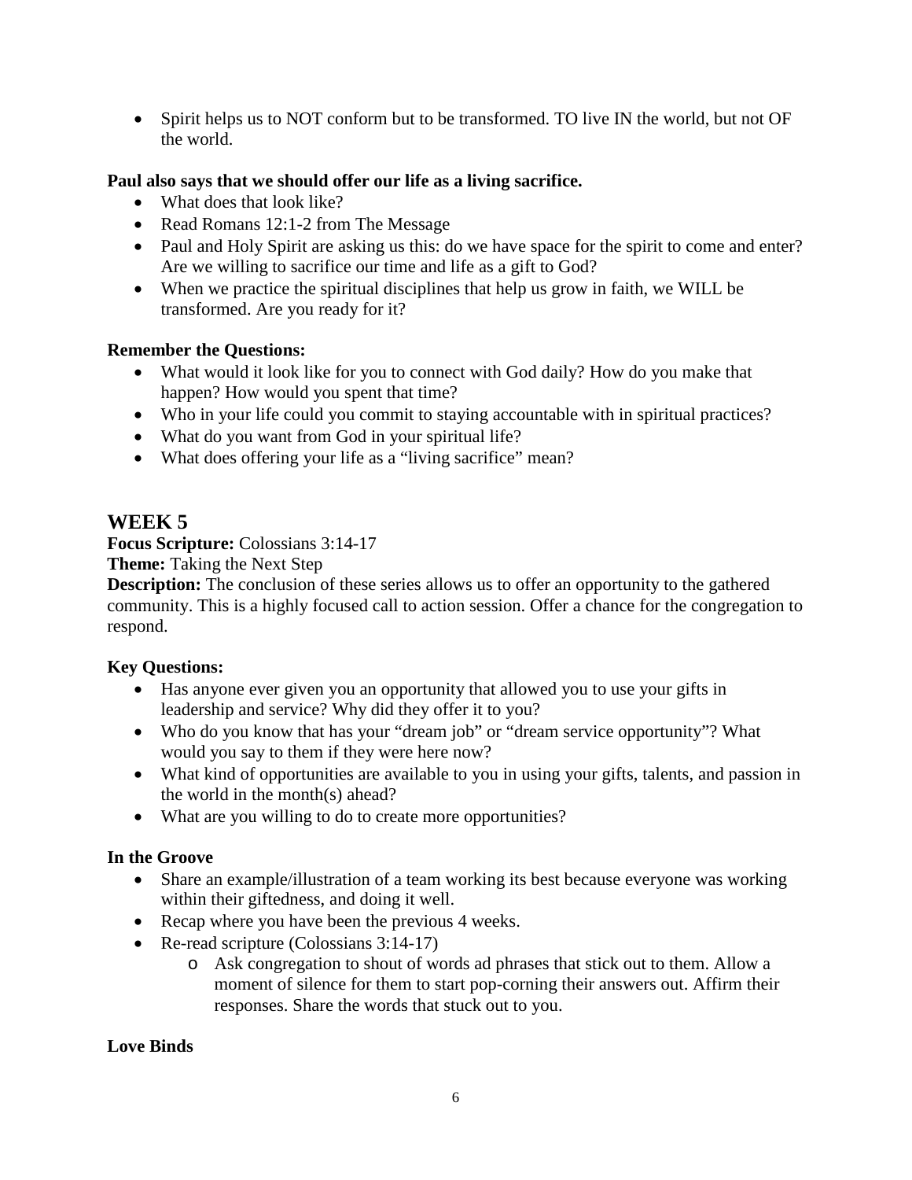- Spirit helps us to NOT conform but to be transformed. TO live IN the world, but not OF the world.

**Paul also says that we should offer our life as a living sacrifice.**

- What does that look like?
- Read Romans 12:1-2 from The Message
- Paul and Holy Spirit are asking us this: do we have space for the spirit to come and enter? Are we willing to sacrifice our time and life as a gift to God?
- When we practice the spiritual disciplines that help us grow in faith, we WILL be transformed. Are you ready for it?

**Remember the Questions:**

- What would it look like for you to connect with God daily? How do you make that happen? How would you spent that time?
- Who in your life could you commit to staying accountable with in spiritual practices?
- What do you want from God in your spiritual life?
- What does offering your life as a "living sacrifice" mean?

## WEEK 5

**Focus Scripture:** Colossians 3:14-17

**Theme:** Taking the Next Step

**Description:** The conclusion of these series allows us to offer an opportunity to the gathered community. This is a highly focused call to action session. Offer a chance for the congregation to respond.

**Key Questions:**

- Has anyone ever given you an opportunity that allowed you to use your gifts in leadership and service? Why did they offer it to you?
- Who do you know that has your "dream job" or "dream service opportunity"? What would you say to them if they were here now?
- What kind of opportunities are available to you in using your gifts, talents, and passion in the world in the month(s) ahead?
- What are you willing to do to create more opportunities?

**In the Groove**

- Share an example/illustration of a team working its best because everyone was working within their giftedness, and doing it well.
- Recap where you have been the previous 4 weeks.
- Re-read scripture (Colossians 3:14-17)
  - Ask congregation to shout of words ad phrases that stick out to them. Allow a moment of silence for them to start pop-corning their answers out. Affirm their responses. Share the words that stuck out to you.

**Love Binds**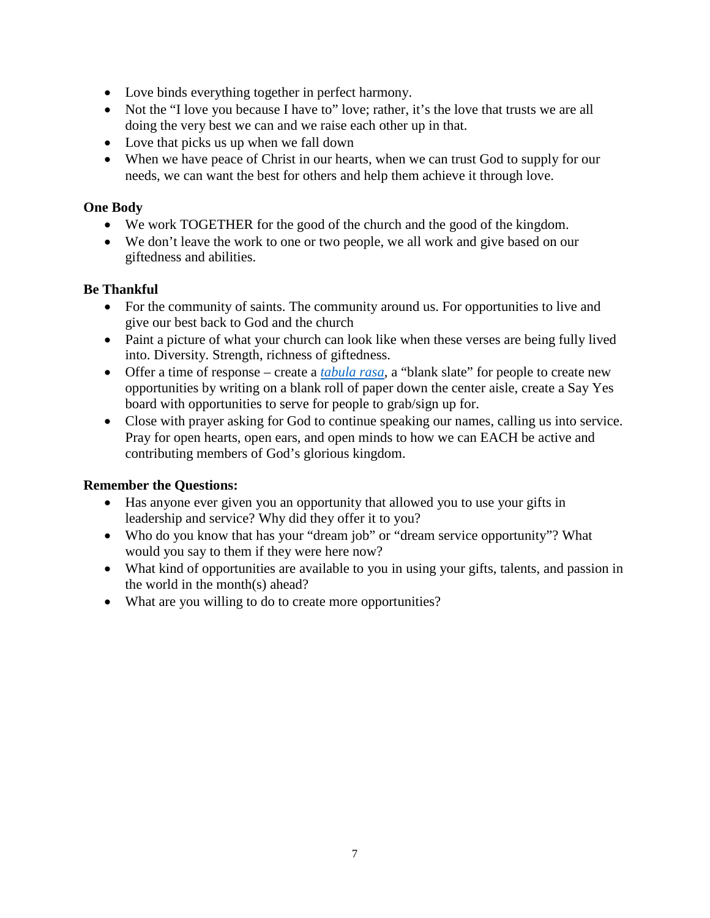- Love binds everything together in perfect harmony.
- Not the "I love you because I have to" love; rather, it's the love that trusts we are all doing the very best we can and we raise each other up in that.
- Love that picks us up when we fall down
- When we have peace of Christ in our hearts, when we can trust God to supply for our needs, we can want the best for others and help them achieve it through love.

**One Body**

- We work TOGETHER for the good of the church and the good of the kingdom.
- We don't leave the work to one or two people, we all work and give based on our giftedness and abilities.

**Be Thankful**

- For the community of saints. The community around us. For opportunities to live and give our best back to God and the church
- Paint a picture of what your church can look like when these verses are being fully lived into. Diversity. Strength, richness of giftedness.
- Offer a time of response – create a *tabula rasa*, a "blank slate" for people to create new opportunities by writing on a blank roll of paper down the center aisle, create a Say Yes board with opportunities to serve for people to grab/sign up for.
- Close with prayer asking for God to continue speaking our names, calling us into service. Pray for open hearts, open ears, and open minds to how we can EACH be active and contributing members of God's glorious kingdom.

**Remember the Questions:**

- Has anyone ever given you an opportunity that allowed you to use your gifts in leadership and service? Why did they offer it to you?
- Who do you know that has your "dream job" or "dream service opportunity"? What would you say to them if they were here now?
- What kind of opportunities are available to you in using your gifts, talents, and passion in the world in the month(s) ahead?
- What are you willing to do to create more opportunities?